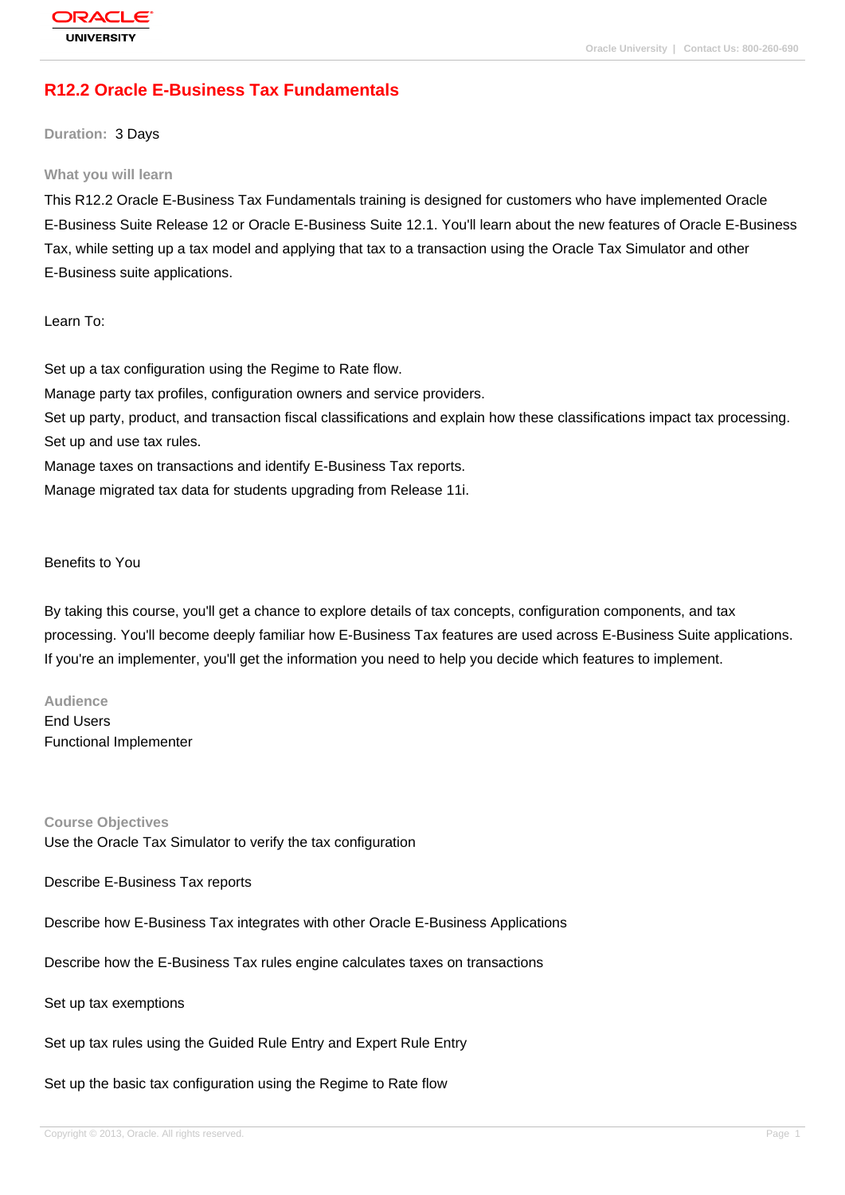# R12.2 Oracle E-Business Tax Fundamentals

**Duration:** 3 Days

### What you will learn

This R12.2 Oracle E-Business Tax Fundamentals training is designed for customers who have implemented Oracle E-Business Suite Release 12 or Oracle E-Business Suite 12.1. You'll learn about the new features of Oracle E-Business Tax, while setting up a tax model and applying that tax to a transaction using the Oracle Tax Simulator and other E-Business suite applications.

Learn To:

Set up a tax configuration using the Regime to Rate flow.
Manage party tax profiles, configuration owners and service providers.
Set up party, product, and transaction fiscal classifications and explain how these classifications impact tax processing.
Set up and use tax rules.
Manage taxes on transactions and identify E-Business Tax reports.
Manage migrated tax data for students upgrading from Release 11i.

Benefits to You

By taking this course, you'll get a chance to explore details of tax concepts, configuration components, and tax processing. You'll become deeply familiar how E-Business Tax features are used across E-Business Suite applications. If you're an implementer, you'll get the information you need to help you decide which features to implement.

### Audience

End Users
Functional Implementer

### Course Objectives

Use the Oracle Tax Simulator to verify the tax configuration

Describe E-Business Tax reports

Describe how E-Business Tax integrates with other Oracle E-Business Applications

Describe how the E-Business Tax rules engine calculates taxes on transactions

Set up tax exemptions

Set up tax rules using the Guided Rule Entry and Expert Rule Entry

Set up the basic tax configuration using the Regime to Rate flow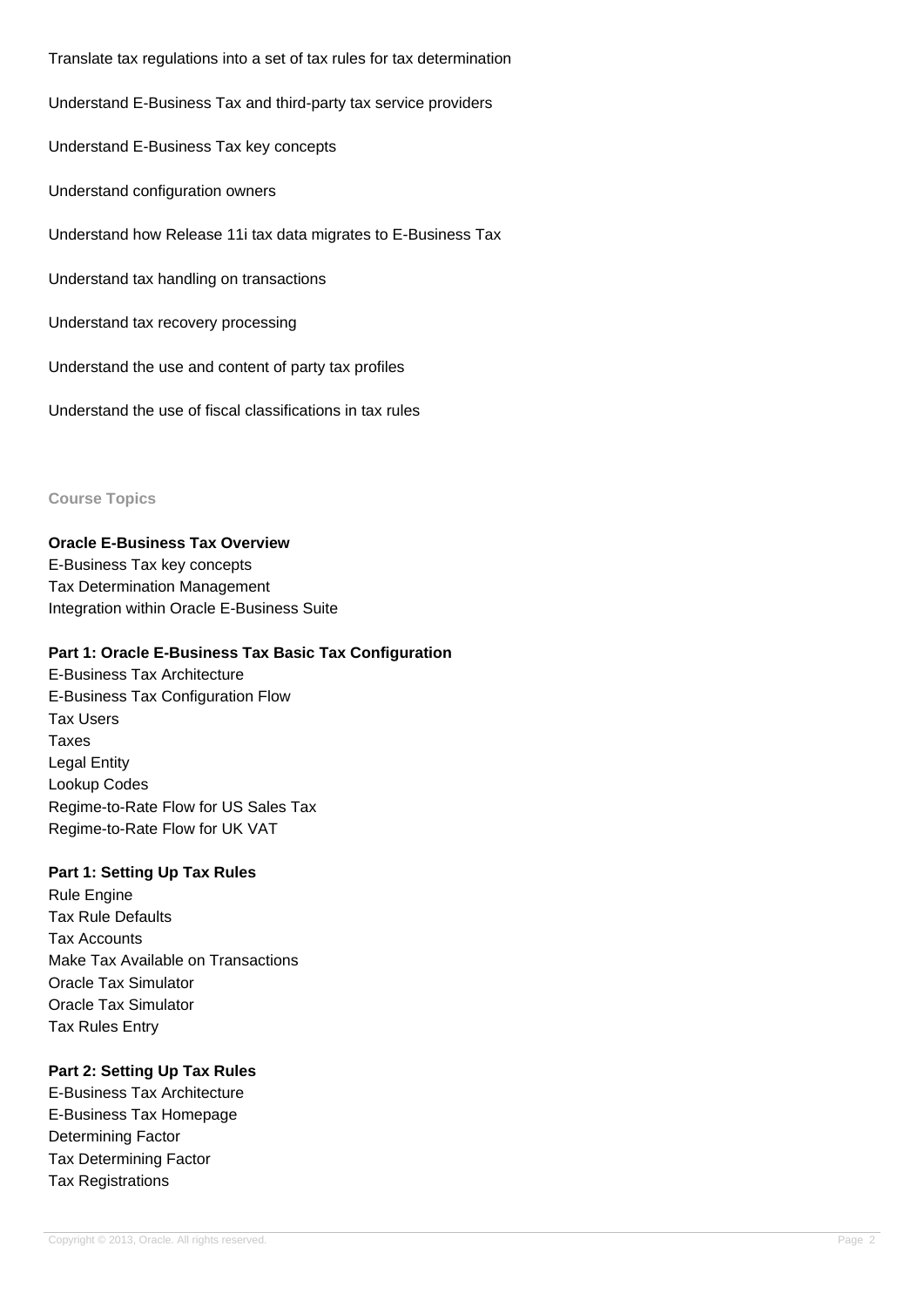Translate tax regulations into a set of tax rules for tax determination

Understand E-Business Tax and third-party tax service providers

Understand E-Business Tax key concepts

Understand configuration owners

Understand how Release 11i tax data migrates to E-Business Tax

Understand tax handling on transactions

Understand tax recovery processing

Understand the use and content of party tax profiles

Understand the use of fiscal classifications in tax rules

## Course Topics

**Oracle E-Business Tax Overview**
E-Business Tax key concepts
Tax Determination Management
Integration within Oracle E-Business Suite

**Part 1: Oracle E-Business Tax Basic Tax Configuration**
E-Business Tax Architecture
E-Business Tax Configuration Flow
Tax Users
Taxes
Legal Entity
Lookup Codes
Regime-to-Rate Flow for US Sales Tax
Regime-to-Rate Flow for UK VAT

**Part 1: Setting Up Tax Rules**
Rule Engine
Tax Rule Defaults
Tax Accounts
Make Tax Available on Transactions
Oracle Tax Simulator
Oracle Tax Simulator
Tax Rules Entry

**Part 2: Setting Up Tax Rules**
E-Business Tax Architecture
E-Business Tax Homepage
Determining Factor
Tax Determining Factor
Tax Registrations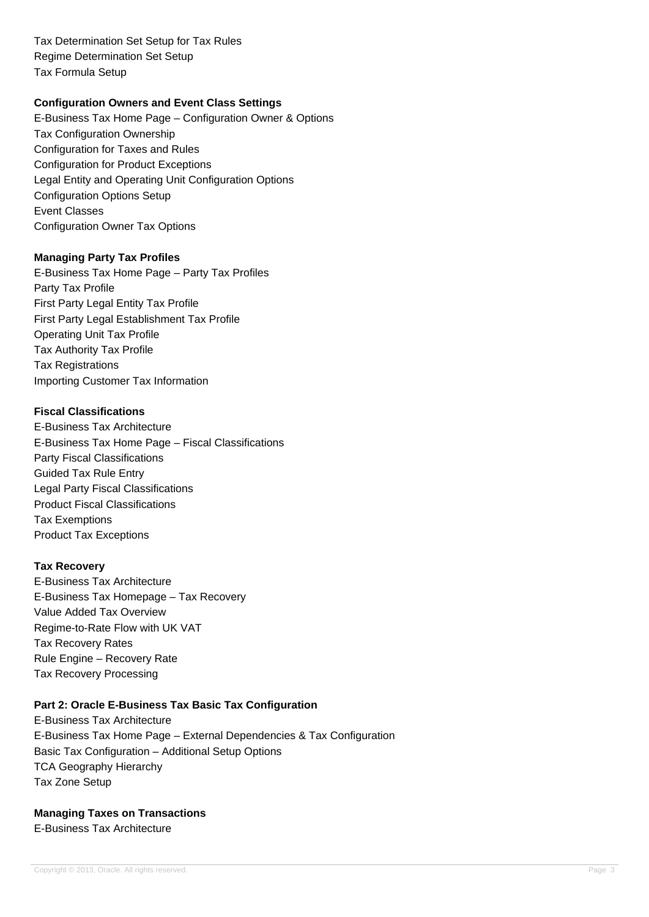Tax Determination Set Setup for Tax Rules
Regime Determination Set Setup
Tax Formula Setup

**Configuration Owners and Event Class Settings**

E-Business Tax Home Page – Configuration Owner & Options
Tax Configuration Ownership
Configuration for Taxes and Rules
Configuration for Product Exceptions
Legal Entity and Operating Unit Configuration Options
Configuration Options Setup
Event Classes
Configuration Owner Tax Options

**Managing Party Tax Profiles**

E-Business Tax Home Page – Party Tax Profiles
Party Tax Profile
First Party Legal Entity Tax Profile
First Party Legal Establishment Tax Profile
Operating Unit Tax Profile
Tax Authority Tax Profile
Tax Registrations
Importing Customer Tax Information

**Fiscal Classifications**

E-Business Tax Architecture
E-Business Tax Home Page – Fiscal Classifications
Party Fiscal Classifications
Guided Tax Rule Entry
Legal Party Fiscal Classifications
Product Fiscal Classifications
Tax Exemptions
Product Tax Exceptions

**Tax Recovery**

E-Business Tax Architecture
E-Business Tax Homepage – Tax Recovery
Value Added Tax Overview
Regime-to-Rate Flow with UK VAT
Tax Recovery Rates
Rule Engine – Recovery Rate
Tax Recovery Processing

**Part 2: Oracle E-Business Tax Basic Tax Configuration**

E-Business Tax Architecture
E-Business Tax Home Page – External Dependencies & Tax Configuration
Basic Tax Configuration – Additional Setup Options
TCA Geography Hierarchy
Tax Zone Setup

**Managing Taxes on Transactions**

E-Business Tax Architecture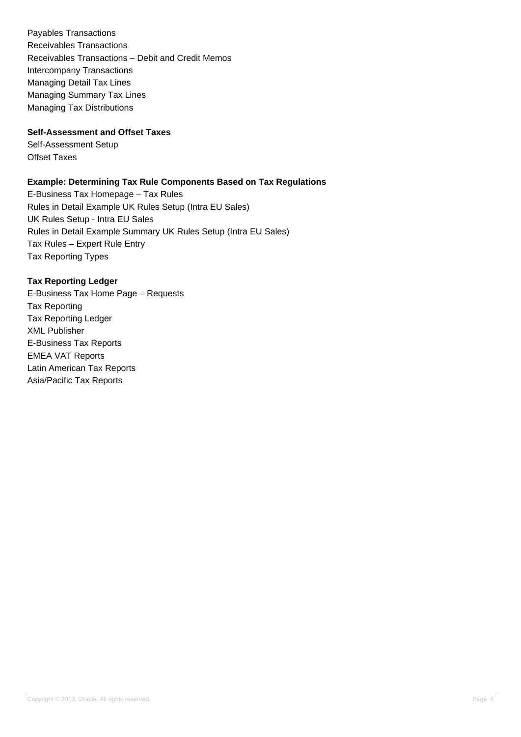Payables Transactions
Receivables Transactions
Receivables Transactions – Debit and Credit Memos
Intercompany Transactions
Managing Detail Tax Lines
Managing Summary Tax Lines
Managing Tax Distributions

**Self-Assessment and Offset Taxes**

Self-Assessment Setup
Offset Taxes

**Example: Determining Tax Rule Components Based on Tax Regulations**

E-Business Tax Homepage – Tax Rules
Rules in Detail Example UK Rules Setup (Intra EU Sales)
UK Rules Setup - Intra EU Sales
Rules in Detail Example Summary UK Rules Setup (Intra EU Sales)
Tax Rules – Expert Rule Entry
Tax Reporting Types

**Tax Reporting Ledger**

E-Business Tax Home Page – Requests
Tax Reporting
Tax Reporting Ledger
XML Publisher
E-Business Tax Reports
EMEA VAT Reports
Latin American Tax Reports
Asia/Pacific Tax Reports